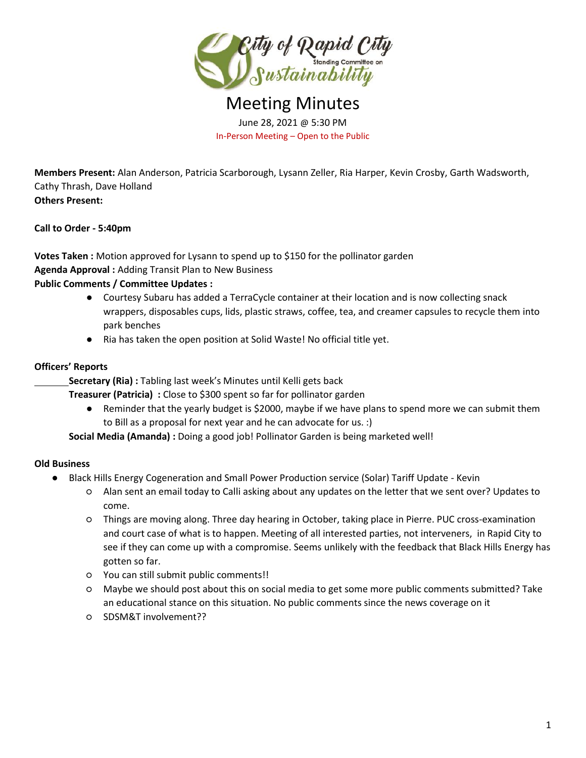# Meeting Minutes

June 28, 2021 @ 5:30 PM

In-Person Meeting – Open to the Public

**Members Present:** Alan Anderson, Patricia Scarborough, Lysann Zeller, Ria Harper, Kevin Crosby, Garth Wadsworth, Cathy Thrash, Dave Holland

**Others Present:**

**Call to Order - 5:40pm**

**Votes Taken :** Motion approved for Lysann to spend up to $150 for the pollinator garden

**Agenda Approval :** Adding Transit Plan to New Business

**Public Comments / Committee Updates :**

- Courtesy Subaru has added a TerraCycle container at their location and is now collecting snack wrappers, disposables cups, lids, plastic straws, coffee, tea, and creamer capsules to recycle them into park benches
- Ria has taken the open position at Solid Waste! No official title yet.

**Officers' Reports**

**Secretary (Ria) :** Tabling last week's Minutes until Kelli gets back

**Treasurer (Patricia) :** Close to $300 spent so far for pollinator garden

- Reminder that the yearly budget is $2000, maybe if we have plans to spend more we can submit them to Bill as a proposal for next year and he can advocate for us. :)

**Social Media (Amanda) :** Doing a good job! Pollinator Garden is being marketed well!

**Old Business**

- Black Hills Energy Cogeneration and Small Power Production service (Solar) Tariff Update - Kevin
  - Alan sent an email today to Calli asking about any updates on the letter that we sent over? Updates to come.
  - Things are moving along. Three day hearing in October, taking place in Pierre. PUC cross-examination and court case of what is to happen. Meeting of all interested parties, not interveners, in Rapid City to see if they can come up with a compromise. Seems unlikely with the feedback that Black Hills Energy has gotten so far.
  - You can still submit public comments!!
  - Maybe we should post about this on social media to get some more public comments submitted? Take an educational stance on this situation. No public comments since the news coverage on it
  - SDSM&T involvement??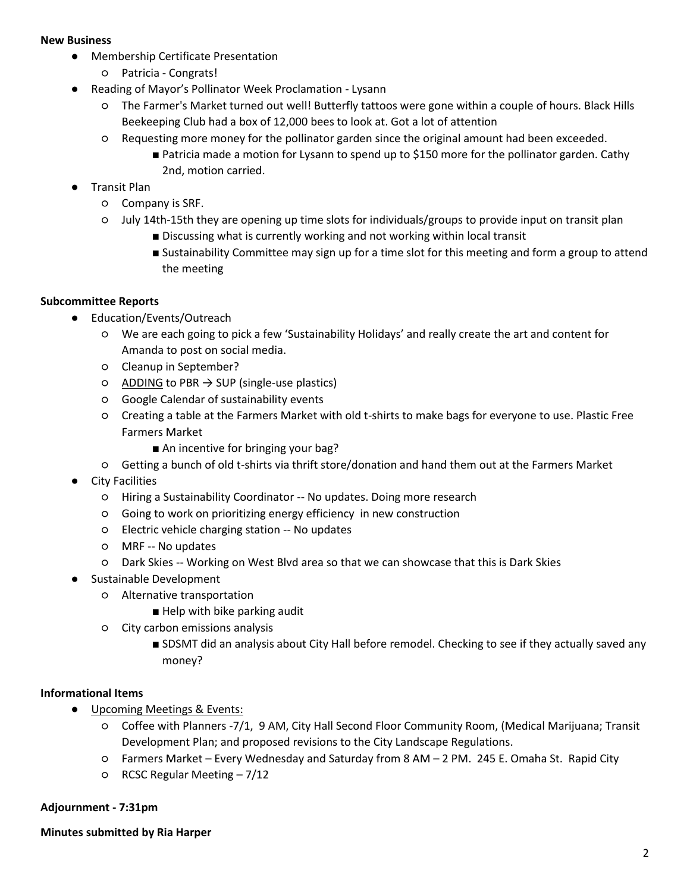**New Business**

- Membership Certificate Presentation
  - Patricia - Congrats!
- Reading of Mayor's Pollinator Week Proclamation - Lysann
  - The Farmer's Market turned out well! Butterfly tattoos were gone within a couple of hours. Black Hills Beekeeping Club had a box of 12,000 bees to look at. Got a lot of attention
  - Requesting more money for the pollinator garden since the original amount had been exceeded.
    - Patricia made a motion for Lysann to spend up to $150 more for the pollinator garden. Cathy 2nd, motion carried.
- Transit Plan
  - Company is SRF.
  - July 14th-15th they are opening up time slots for individuals/groups to provide input on transit plan
    - Discussing what is currently working and not working within local transit
    - Sustainability Committee may sign up for a time slot for this meeting and form a group to attend the meeting

**Subcommittee Reports**

- Education/Events/Outreach
  - We are each going to pick a few 'Sustainability Holidays' and really create the art and content for Amanda to post on social media.
  - Cleanup in September?
  - <u>ADDING</u> to PBR → SUP (single-use plastics)
  - Google Calendar of sustainability events
  - Creating a table at the Farmers Market with old t-shirts to make bags for everyone to use. Plastic Free Farmers Market
    - An incentive for bringing your bag?
  - Getting a bunch of old t-shirts via thrift store/donation and hand them out at the Farmers Market
- City Facilities
  - Hiring a Sustainability Coordinator -- No updates. Doing more research
  - Going to work on prioritizing energy efficiency in new construction
  - Electric vehicle charging station -- No updates
  - MRF -- No updates
  - Dark Skies -- Working on West Blvd area so that we can showcase that this is Dark Skies
- Sustainable Development
  - Alternative transportation
    - Help with bike parking audit
  - City carbon emissions analysis
    - SDSMT did an analysis about City Hall before remodel. Checking to see if they actually saved any money?

**Informational Items**

- <u>Upcoming Meetings & Events:</u>
  - Coffee with Planners -7/1, 9 AM, City Hall Second Floor Community Room, (Medical Marijuana; Transit Development Plan; and proposed revisions to the City Landscape Regulations.
  - Farmers Market – Every Wednesday and Saturday from 8 AM – 2 PM. 245 E. Omaha St. Rapid City
  - RCSC Regular Meeting – 7/12

**Adjournment - 7:31pm**

**Minutes submitted by Ria Harper**